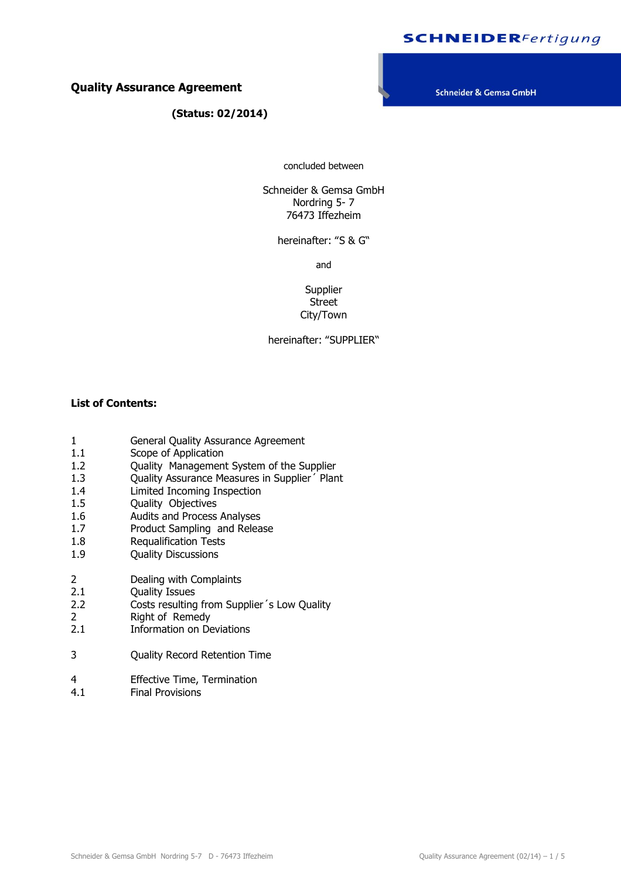SCHNEIDERFertigung

Schneider & Gemsa GmbH

# Quality Assurance Agreement

**(Status: 02/2014)**

concluded between

Schneider & Gemsa GmbH
Nordring 5- 7
76473 Iffezheim

hereinafter: "S & G"

and

Supplier
Street
City/Town

hereinafter: "SUPPLIER"

**List of Contents:**

| | |
|---|---|
| 1 | General Quality Assurance Agreement |
| 1.1 | Scope of Application |
| 1.2 | Quality Management System of the Supplier |
| 1.3 | Quality Assurance Measures in Supplier´ Plant |
| 1.4 | Limited Incoming Inspection |
| 1.5 | Quality Objectives |
| 1.6 | Audits and Process Analyses |
| 1.7 | Product Sampling and Release |
| 1.8 | Requalification Tests |
| 1.9 | Quality Discussions |
| 2 | Dealing with Complaints |
| 2.1 | Quality Issues |
| 2.2 | Costs resulting from Supplier´s Low Quality |
| 2 | Right of Remedy |
| 2.1 | Information on Deviations |
| 3 | Quality Record Retention Time |
| 4 | Effective Time, Termination |
| 4.1 | Final Provisions |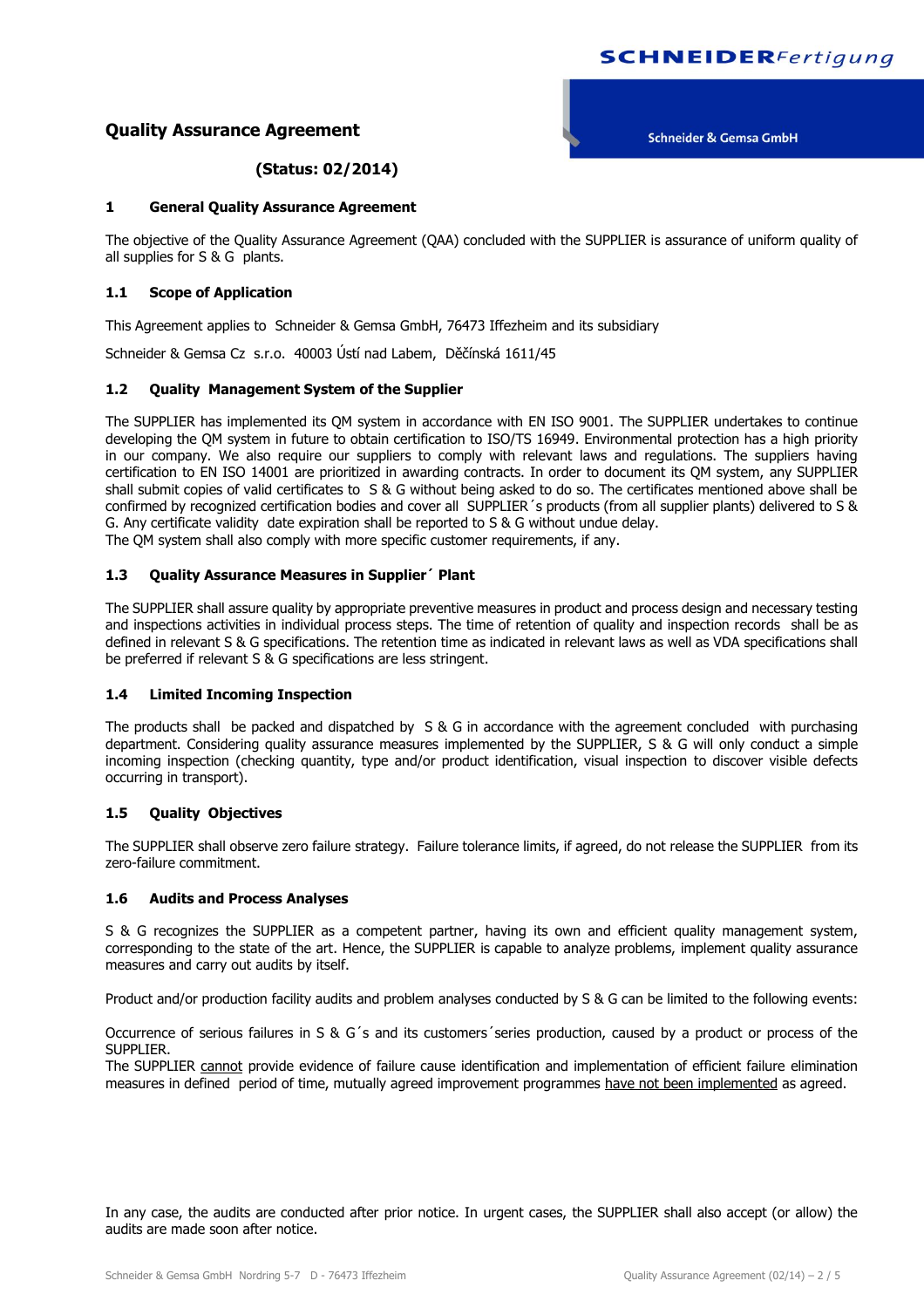# Quality Assurance Agreement

**(Status: 02/2014)**

## 1 General Quality Assurance Agreement

The objective of the Quality Assurance Agreement (QAA) concluded with the SUPPLIER is assurance of uniform quality of all supplies for S & G plants.

### 1.1 Scope of Application

This Agreement applies to Schneider & Gemsa GmbH, 76473 Iffezheim and its subsidiary

Schneider & Gemsa Cz s.r.o. 40003 Ústí nad Labem, Děčínská 1611/45

### 1.2 Quality Management System of the Supplier

The SUPPLIER has implemented its QM system in accordance with EN ISO 9001. The SUPPLIER undertakes to continue developing the QM system in future to obtain certification to ISO/TS 16949. Environmental protection has a high priority in our company. We also require our suppliers to comply with relevant laws and regulations. The suppliers having certification to EN ISO 14001 are prioritized in awarding contracts. In order to document its QM system, any SUPPLIER shall submit copies of valid certificates to S & G without being asked to do so. The certificates mentioned above shall be confirmed by recognized certification bodies and cover all SUPPLIER´s products (from all supplier plants) delivered to S & G. Any certificate validity date expiration shall be reported to S & G without undue delay.
The QM system shall also comply with more specific customer requirements, if any.

### 1.3 Quality Assurance Measures in Supplier´ Plant

The SUPPLIER shall assure quality by appropriate preventive measures in product and process design and necessary testing and inspections activities in individual process steps. The time of retention of quality and inspection records shall be as defined in relevant S & G specifications. The retention time as indicated in relevant laws as well as VDA specifications shall be preferred if relevant S & G specifications are less stringent.

### 1.4 Limited Incoming Inspection

The products shall be packed and dispatched by S & G in accordance with the agreement concluded with purchasing department. Considering quality assurance measures implemented by the SUPPLIER, S & G will only conduct a simple incoming inspection (checking quantity, type and/or product identification, visual inspection to discover visible defects occurring in transport).

### 1.5 Quality Objectives

The SUPPLIER shall observe zero failure strategy. Failure tolerance limits, if agreed, do not release the SUPPLIER from its zero-failure commitment.

### 1.6 Audits and Process Analyses

S & G recognizes the SUPPLIER as a competent partner, having its own and efficient quality management system, corresponding to the state of the art. Hence, the SUPPLIER is capable to analyze problems, implement quality assurance measures and carry out audits by itself.

Product and/or production facility audits and problem analyses conducted by S & G can be limited to the following events:

Occurrence of serious failures in S & G´s and its customers´series production, caused by a product or process of the SUPPLIER.
The SUPPLIER <u>cannot</u> provide evidence of failure cause identification and implementation of efficient failure elimination measures in defined period of time, mutually agreed improvement programmes <u>have not been implemented</u> as agreed.

In any case, the audits are conducted after prior notice. In urgent cases, the SUPPLIER shall also accept (or allow) the audits are made soon after notice.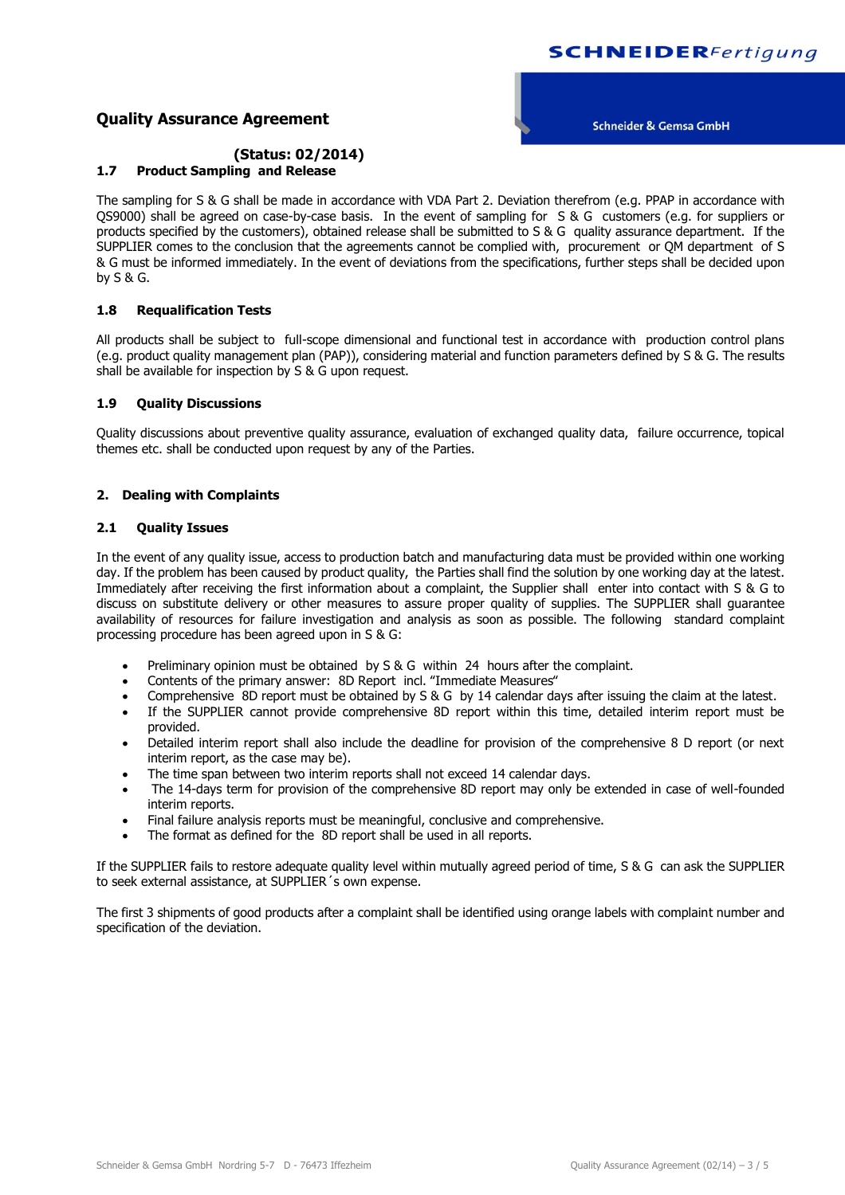### 1.7 Product Sampling and Release

The sampling for S & G shall be made in accordance with VDA Part 2. Deviation therefrom (e.g. PPAP in accordance with QS9000) shall be agreed on case-by-case basis. In the event of sampling for S & G customers (e.g. for suppliers or products specified by the customers), obtained release shall be submitted to S & G quality assurance department. If the SUPPLIER comes to the conclusion that the agreements cannot be complied with, procurement or QM department of S & G must be informed immediately. In the event of deviations from the specifications, further steps shall be decided upon by S & G.

### 1.8 Requalification Tests

All products shall be subject to full-scope dimensional and functional test in accordance with production control plans (e.g. product quality management plan (PAP)), considering material and function parameters defined by S & G. The results shall be available for inspection by S & G upon request.

### 1.9 Quality Discussions

Quality discussions about preventive quality assurance, evaluation of exchanged quality data, failure occurrence, topical themes etc. shall be conducted upon request by any of the Parties.

## 2. Dealing with Complaints

### 2.1 Quality Issues

In the event of any quality issue, access to production batch and manufacturing data must be provided within one working day. If the problem has been caused by product quality, the Parties shall find the solution by one working day at the latest. Immediately after receiving the first information about a complaint, the Supplier shall enter into contact with S & G to discuss on substitute delivery or other measures to assure proper quality of supplies. The SUPPLIER shall guarantee availability of resources for failure investigation and analysis as soon as possible. The following standard complaint processing procedure has been agreed upon in S & G:

- Preliminary opinion must be obtained by S & G within 24 hours after the complaint.
- Contents of the primary answer: 8D Report incl. “Immediate Measures“
- Comprehensive 8D report must be obtained by S & G by 14 calendar days after issuing the claim at the latest.
- If the SUPPLIER cannot provide comprehensive 8D report within this time, detailed interim report must be provided.
- Detailed interim report shall also include the deadline for provision of the comprehensive 8 D report (or next interim report, as the case may be).
- The time span between two interim reports shall not exceed 14 calendar days.
- The 14-days term for provision of the comprehensive 8D report may only be extended in case of well-founded interim reports.
- Final failure analysis reports must be meaningful, conclusive and comprehensive.
- The format as defined for the 8D report shall be used in all reports.

If the SUPPLIER fails to restore adequate quality level within mutually agreed period of time, S & G can ask the SUPPLIER to seek external assistance, at SUPPLIER´s own expense.

The first 3 shipments of good products after a complaint shall be identified using orange labels with complaint number and specification of the deviation.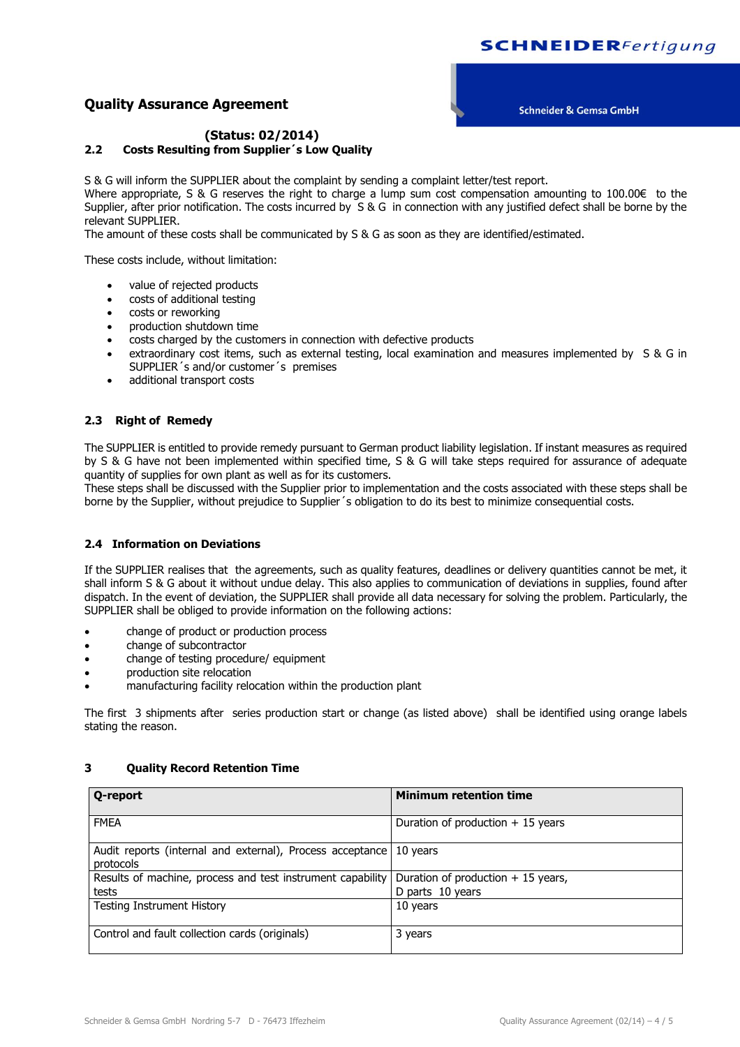**Quality Assurance Agreement**

**(Status: 02/2014)**

## 2.2 Costs Resulting from Supplier´s Low Quality

S & G will inform the SUPPLIER about the complaint by sending a complaint letter/test report.
Where appropriate, S & G reserves the right to charge a lump sum cost compensation amounting to 100.00€ to the Supplier, after prior notification. The costs incurred by S & G in connection with any justified defect shall be borne by the relevant SUPPLIER.
The amount of these costs shall be communicated by S & G as soon as they are identified/estimated.

These costs include, without limitation:

- value of rejected products
- costs of additional testing
- costs or reworking
- production shutdown time
- costs charged by the customers in connection with defective products
- extraordinary cost items, such as external testing, local examination and measures implemented by S & G in SUPPLIER´s and/or customer´s premises
- additional transport costs

## 2.3 Right of Remedy

The SUPPLIER is entitled to provide remedy pursuant to German product liability legislation. If instant measures as required by S & G have not been implemented within specified time, S & G will take steps required for assurance of adequate quantity of supplies for own plant as well as for its customers.
These steps shall be discussed with the Supplier prior to implementation and the costs associated with these steps shall be borne by the Supplier, without prejudice to Supplier´s obligation to do its best to minimize consequential costs.

## 2.4 Information on Deviations

If the SUPPLIER realises that the agreements, such as quality features, deadlines or delivery quantities cannot be met, it shall inform S & G about it without undue delay. This also applies to communication of deviations in supplies, found after dispatch. In the event of deviation, the SUPPLIER shall provide all data necessary for solving the problem. Particularly, the SUPPLIER shall be obliged to provide information on the following actions:

- change of product or production process
- change of subcontractor
- change of testing procedure/ equipment
- production site relocation
- manufacturing facility relocation within the production plant

The first 3 shipments after series production start or change (as listed above) shall be identified using orange labels stating the reason.

# 3 Quality Record Retention Time

| Q-report | Minimum retention time |
|---|---|
| FMEA | Duration of production + 15 years |
| Audit reports (internal and external), Process acceptance protocols | 10 years |
| Results of machine, process and test instrument capability tests | Duration of production + 15 years,<br>D parts 10 years |
| Testing Instrument History | 10 years |
| Control and fault collection cards (originals) | 3 years |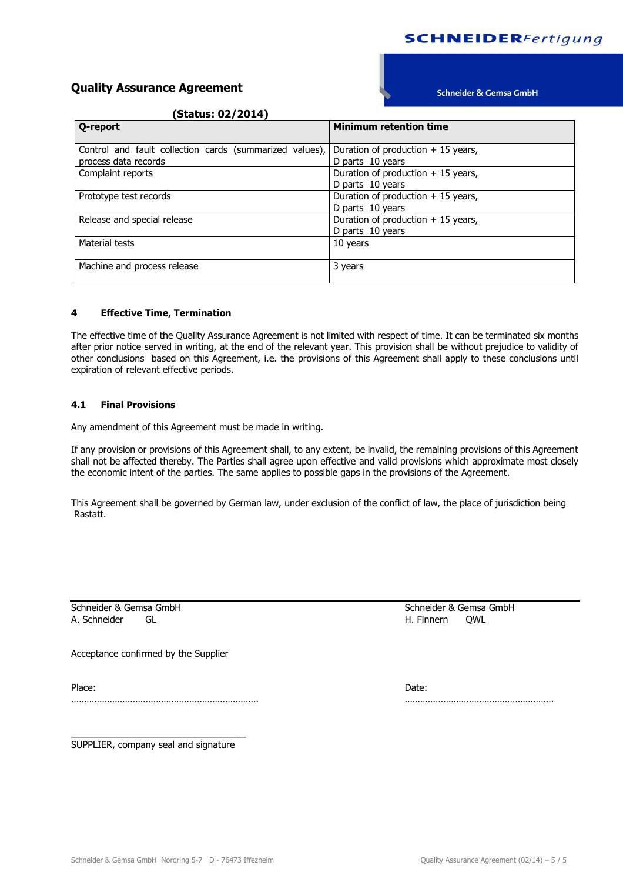**(Status: 02/2014)**

| Q-report | Minimum retention time |
|---|---|
| Control and fault collection cards (summarized values), process data records | Duration of production + 15 years, D parts 10 years |
| Complaint reports | Duration of production + 15 years, D parts 10 years |
| Prototype test records | Duration of production + 15 years, D parts 10 years |
| Release and special release | Duration of production + 15 years, D parts 10 years |
| Material tests | 10 years |
| Machine and process release | 3 years |

## 4 Effective Time, Termination

The effective time of the Quality Assurance Agreement is not limited with respect of time. It can be terminated six months after prior notice served in writing, at the end of the relevant year. This provision shall be without prejudice to validity of other conclusions based on this Agreement, i.e. the provisions of this Agreement shall apply to these conclusions until expiration of relevant effective periods.

### 4.1 Final Provisions

Any amendment of this Agreement must be made in writing.

If any provision or provisions of this Agreement shall, to any extent, be invalid, the remaining provisions of this Agreement shall not be affected thereby. The Parties shall agree upon effective and valid provisions which approximate most closely the economic intent of the parties. The same applies to possible gaps in the provisions of the Agreement.

This Agreement shall be governed by German law, under exclusion of the conflict of law, the place of jurisdiction being Rastatt.

Schneider & Gemsa GmbH
A. Schneider GL

Schneider & Gemsa GmbH
H. Finnern QWL

Acceptance confirmed by the Supplier

Place: ………………………………………………………………

Date: …………………………………………………

SUPPLIER, company seal and signature